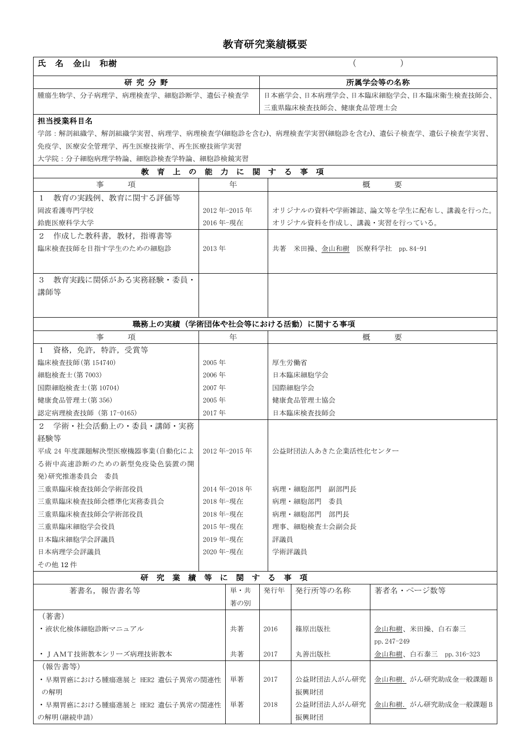# 教育研究業績概要

| 氏　名　金山　和樹 | （　　　　） |
|---|---|

| 研 究 分 野 | 所属学会等の名称 |
|---|---|
| 腫瘍生物学、分子病理学、病理検査学、細胞診断学、遺伝子検査学 | 日本癌学会、日本病理学会、日本臨床細胞学会、日本臨床衛生検査技師会、三重県臨床検査技師会、健康食品管理士会 |

**担当授業科目名**

学部：解剖組織学、解剖組織学実習、病理学、病理検査学(細胞診を含む)、病理検査学実習(細胞診を含む)、遺伝子検査学、遺伝子検査学実習、免疫学、医療安全管理学、再生医療技術学、再生医療技術学実習

大学院：分子細胞病理学特論、細胞診検査学特論、細胞診検鏡実習

## 教育上の能力に関する事項

| 事　　項 | 年 | 概　　要 |
|---|---|---|
| 1　教育の実践例、教育に関する評価等 | | |
| 岡波看護専門学校 | 2012 年-2015 年 | オリジナルの資料や学術雑誌、論文等を学生に配布し、講義を行った。 |
| 鈴鹿医療科学大学 | 2016 年-現在 | オリジナル資料を作成し、講義・実習を行っている。 |
| 2　作成した教科書，教材，指導書等 | | |
| 臨床検査技師を目指す学生のための細胞診 | 2013 年 | 共著　米田操、金山和樹　医療科学社　pp. 84-91 |
| 3　教育実践に関係がある実務経験・委員・講師等 | | |

## 職務上の実績（学術団体や社会等における活動）に関する事項

| 事　　項 | 年 | 概　　要 |
|---|---|---|
| 1　資格，免許，特許，受賞等 | | |
| 臨床検査技師(第 154740) | 2005 年 | 厚生労働省 |
| 細胞検査士(第 7003) | 2006 年 | 日本臨床細胞学会 |
| 国際細胞検査士(第 10704) | 2007 年 | 国際細胞学会 |
| 健康食品管理士(第 356) | 2005 年 | 健康食品管理士協会 |
| 認定病理検査技師（第 17-0165） | 2017 年 | 日本臨床検査技師会 |
| 2　学術・社会活動上の・委員・講師・実務経験等 | | |
| 平成 24 年度課題解決型医療機器事業(自動化による術中高速診断のための新型免疫染色装置の開発)研究推進委員会　委員 | 2012 年-2015 年 | 公益財団法人あきた企業活性化センター |
| 三重県臨床検査技師会学術部役員 | 2014 年-2018 年 | 病理・細胞部門　副部門長 |
| 三重県臨床検査技師会標準化実務委員会 | 2018 年-現在 | 病理・細胞部門　委員 |
| 三重県臨床検査技師会学術部役員 | 2018 年-現在 | 病理・細胞部門　部門長 |
| 三重県臨床細胞学会役員 | 2015 年-現在 | 理事、細胞検査士会副会長 |
| 日本臨床細胞学会評議員 | 2019 年-現在 | 評議員 |
| 日本病理学会評議員 | 2020 年-現在 | 学術評議員 |
| その他 12 件 | | |

## 研究業績等に関する事項

| 著書名，報告書名等 | 単・共著の別 | 発行年 | 発行所等の名称 | 著者名・ページ数等 |
|---|---|---|---|---|
| （著書） | | | | |
| ・液状化検体細胞診断マニュアル | 共著 | 2016 | 篠原出版社 | 金山和樹、米田操、白石泰三 pp. 247-249 |
| ・ＪＡＭＴ技術教本シリーズ病理技術教本 | 共著 | 2017 | 丸善出版社 | 金山和樹、白石泰三　pp. 316-323 |
| （報告書等） | | | | |
| ・早期胃癌における腫瘍進展と HER2 遺伝子異常の関連性の解明 | 単著 | 2017 | 公益財団法人がん研究振興財団 | 金山和樹.　がん研究助成金一般課題 B |
| ・早期胃癌における腫瘍進展と HER2 遺伝子異常の関連性の解明(継続申請) | 単著 | 2018 | 公益財団法人がん研究振興財団 | 金山和樹.　がん研究助成金一般課題 B |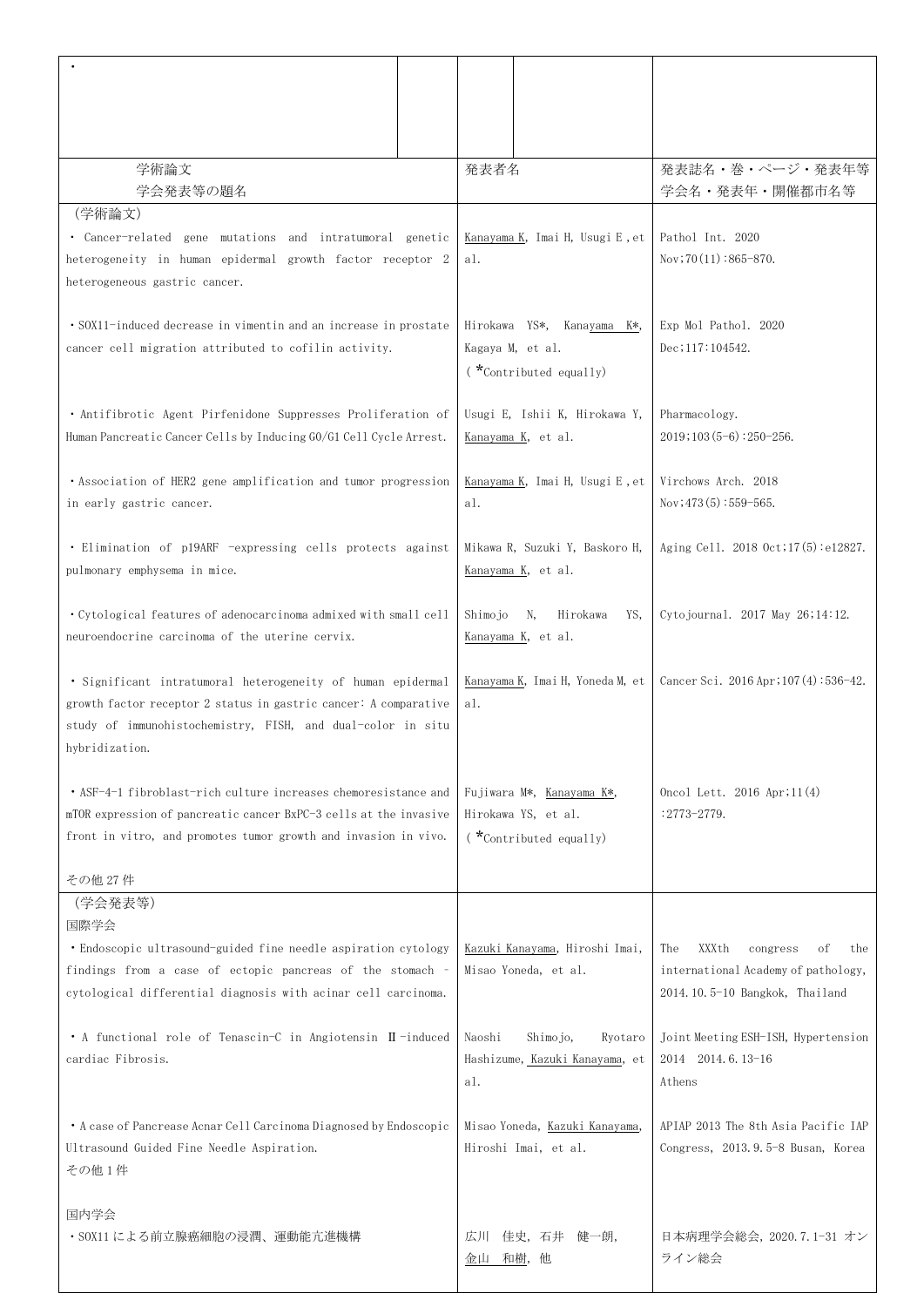| ・ | | | | |
|---|---|---|---|---|
| 学術論文<br>学会発表等の題名 | | 発表者名 | | 発表誌名・巻・ページ・発表年等<br>学会名・発表年・開催都市名等 |
| （学術論文）<br>・Cancer-related gene mutations and intratumoral genetic heterogeneity in human epidermal growth factor receptor 2 heterogeneous gastric cancer.<br><br>・SOX11-induced decrease in vimentin and an increase in prostate cancer cell migration attributed to cofilin activity.<br><br>・Antifibrotic Agent Pirfenidone Suppresses Proliferation of Human Pancreatic Cancer Cells by Inducing G0/G1 Cell Cycle Arrest.<br><br>・Association of HER2 gene amplification and tumor progression in early gastric cancer.<br><br>・Elimination of p19ARF -expressing cells protects against pulmonary emphysema in mice.<br><br>・Cytological features of adenocarcinoma admixed with small cell neuroendocrine carcinoma of the uterine cervix.<br><br>・Significant intratumoral heterogeneity of human epidermal growth factor receptor 2 status in gastric cancer: A comparative study of immunohistochemistry, FISH, and dual-color in situ hybridization.<br><br>・ASF-4-1 fibroblast-rich culture increases chemoresistance and mTOR expression of pancreatic cancer BxPC-3 cells at the invasive front in vitro, and promotes tumor growth and invasion in vivo.<br><br>その他 27 件 | | Kanayama K, Imai H, Usugi E, et al.<br><br>Hirokawa YS*, Kanayama K*, Kagaya M, et al.<br>（*Contributed equally）<br><br>Usugi E, Ishii K, Hirokawa Y, Kanayama K, et al.<br><br>Kanayama K, Imai H, Usugi E, et al.<br><br>Mikawa R, Suzuki Y, Baskoro H, Kanayama K, et al.<br><br>Shimojo N, Hirokawa YS, Kanayama K, et al.<br><br>Kanayama K, Imai H, Yoneda M, et al.<br><br>Fujiwara M*, Kanayama K*, Hirokawa YS, et al.<br>（*Contributed equally） | | Pathol Int. 2020 Nov;70(11):865-870.<br><br>Exp Mol Pathol. 2020 Dec;117:104542.<br><br>Pharmacology. 2019;103(5-6):250-256.<br><br>Virchows Arch. 2018 Nov;473(5):559-565.<br><br>Aging Cell. 2018 Oct;17(5):e12827.<br><br>Cytojournal. 2017 May 26;14:12.<br><br>Cancer Sci. 2016 Apr;107(4):536-42.<br><br>Oncol Lett. 2016 Apr;11(4):2773-2779. |
| （学会発表等）<br>国際学会<br>・Endoscopic ultrasound-guided fine needle aspiration cytology findings from a case of ectopic pancreas of the stomach – cytological differential diagnosis with acinar cell carcinoma.<br><br>・A functional role of Tenascin-C in Angiotensin Ⅱ-induced cardiac Fibrosis.<br><br>・A case of Pancrease Acnar Cell Carcinoma Diagnosed by Endoscopic Ultrasound Guided Fine Needle Aspiration.<br>その他 1 件<br><br>国内学会<br>・SOX11 による前立腺癌細胞の浸潤、運動能亢進機構 | | Kazuki Kanayama, Hiroshi Imai, Misao Yoneda, et al.<br><br>Naoshi Shimojo, Ryotaro Hashizume, Kazuki Kanayama, et al.<br><br>Misao Yoneda, Kazuki Kanayama, Hiroshi Imai, et al.<br><br><br><br>広川　佳史，石井　健一朗，金山　和樹，他 | | The XXXth congress of the international Academy of pathology, 2014.10.5-10 Bangkok, Thailand<br><br>Joint Meeting ESH-ISH, Hypertension 2014 2014.6.13-16 Athens<br><br>APIAP 2013 The 8th Asia Pacific IAP Congress, 2013.9.5-8 Busan, Korea<br><br><br><br>日本病理学会総会，2020.7.1-31 オンライン総会 |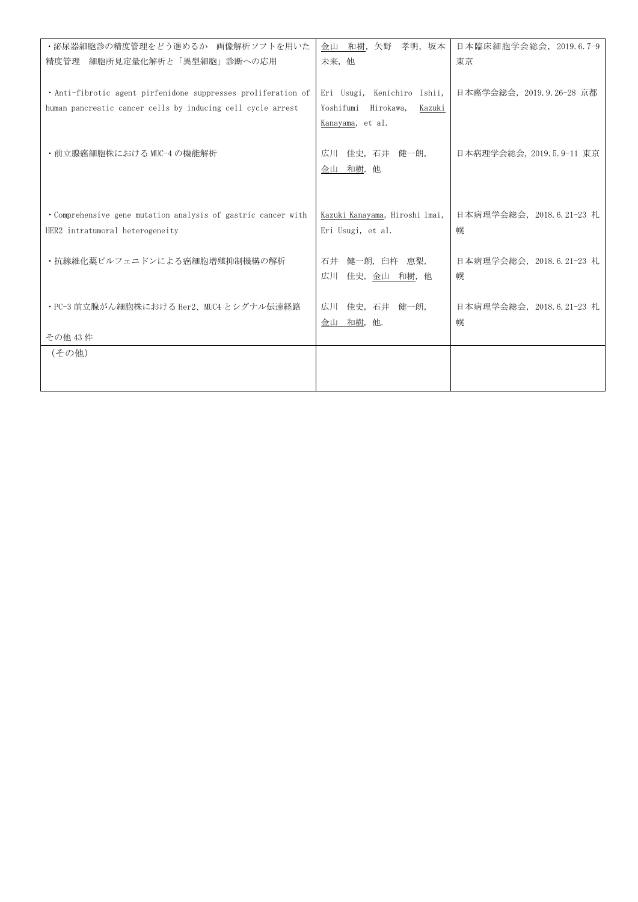| | | |
|---|---|---|
| ・泌尿器細胞診の精度管理をどう進めるか　画像解析ソフトを用いた精度管理　細胞所見定量化解析と「異型細胞」診断への応用 | 金山　和樹，矢野　孝明，坂本未来，他 | 日本臨床細胞学会総会，2019.6.7-9 東京 |
| ・Anti-fibrotic agent pirfenidone suppresses proliferation of human pancreatic cancer cells by inducing cell cycle arrest | Eri Usugi, Kenichiro Ishii, Yoshifumi Hirokawa, Kazuki Kanayama, et al. | 日本癌学会総会，2019.9.26-28 京都 |
| ・前立腺癌細胞株における MUC-4 の機能解析 | 広川　佳史，石井　健一朗，金山　和樹，他 | 日本病理学会総会，2019.5.9-11 東京 |
| ・Comprehensive gene mutation analysis of gastric cancer with HER2 intratumoral heterogeneity | Kazuki Kanayama, Hiroshi Imai, Eri Usugi, et al. | 日本病理学会総会，2018.6.21-23 札幌 |
| ・抗線維化薬ピルフェニドンによる癌細胞増殖抑制機構の解析 | 石井　健一朗，臼杵　恵梨，広川　佳史，金山　和樹，他 | 日本病理学会総会，2018.6.21-23 札幌 |
| ・PC-3 前立腺がん細胞株における Her2、MUC4 とシグナル伝達経路<br><br>その他 43 件 | 広川　佳史，石井　健一朗，金山　和樹，他. | 日本病理学会総会，2018.6.21-23 札幌 |
| （その他） | | |